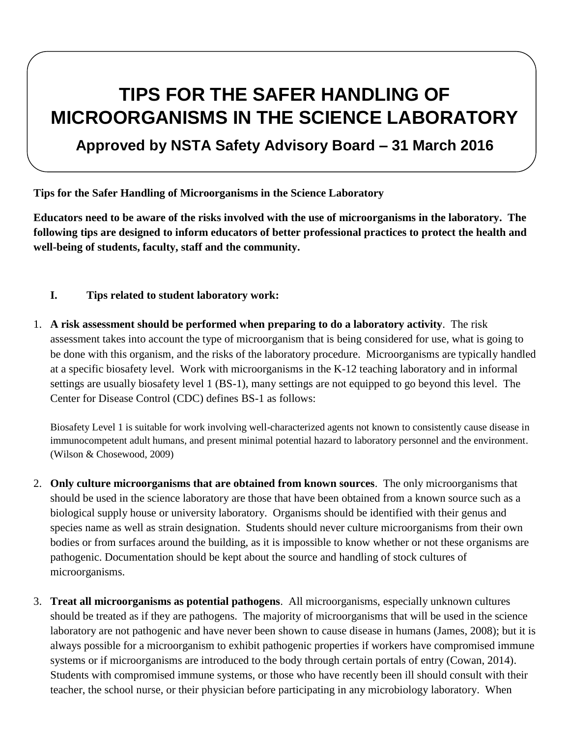# TIPS FOR THE SAFER HANDLING OF MICROORGANISMS IN THE SCIENCE LABORATORY

## Approved by NSTA Safety Advisory Board – 31 March 2016

**Tips for the Safer Handling of Microorganisms in the Science Laboratory**

**Educators need to be aware of the risks involved with the use of microorganisms in the laboratory. The following tips are designed to inform educators of better professional practices to protect the health and well-being of students, faculty, staff and the community.**

### I. Tips related to student laboratory work:

1. **A risk assessment should be performed when preparing to do a laboratory activity**. The risk assessment takes into account the type of microorganism that is being considered for use, what is going to be done with this organism, and the risks of the laboratory procedure. Microorganisms are typically handled at a specific biosafety level. Work with microorganisms in the K-12 teaching laboratory and in informal settings are usually biosafety level 1 (BS-1), many settings are not equipped to go beyond this level. The Center for Disease Control (CDC) defines BS-1 as follows:

   Biosafety Level 1 is suitable for work involving well-characterized agents not known to consistently cause disease in immunocompetent adult humans, and present minimal potential hazard to laboratory personnel and the environment. (Wilson & Chosewood, 2009)

2. **Only culture microorganisms that are obtained from known sources**. The only microorganisms that should be used in the science laboratory are those that have been obtained from a known source such as a biological supply house or university laboratory. Organisms should be identified with their genus and species name as well as strain designation. Students should never culture microorganisms from their own bodies or from surfaces around the building, as it is impossible to know whether or not these organisms are pathogenic. Documentation should be kept about the source and handling of stock cultures of microorganisms.

3. **Treat all microorganisms as potential pathogens**. All microorganisms, especially unknown cultures should be treated as if they are pathogens. The majority of microorganisms that will be used in the science laboratory are not pathogenic and have never been shown to cause disease in humans (James, 2008); but it is always possible for a microorganism to exhibit pathogenic properties if workers have compromised immune systems or if microorganisms are introduced to the body through certain portals of entry (Cowan, 2014). Students with compromised immune systems, or those who have recently been ill should consult with their teacher, the school nurse, or their physician before participating in any microbiology laboratory. When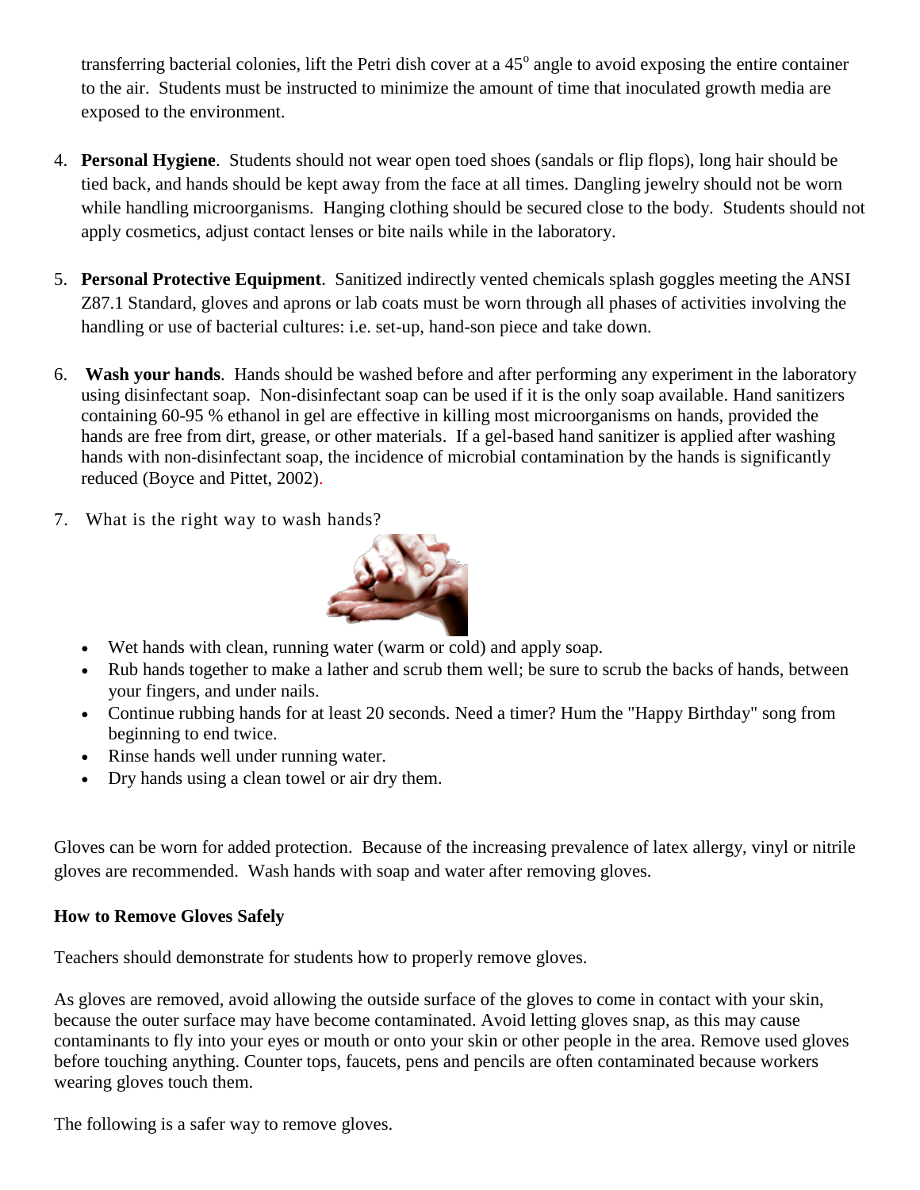transferring bacterial colonies, lift the Petri dish cover at a 45$^o$ angle to avoid exposing the entire container to the air. Students must be instructed to minimize the amount of time that inoculated growth media are exposed to the environment.

4. **Personal Hygiene**. Students should not wear open toed shoes (sandals or flip flops), long hair should be tied back, and hands should be kept away from the face at all times. Dangling jewelry should not be worn while handling microorganisms. Hanging clothing should be secured close to the body. Students should not apply cosmetics, adjust contact lenses or bite nails while in the laboratory.

5. **Personal Protective Equipment**. Sanitized indirectly vented chemicals splash goggles meeting the ANSI Z87.1 Standard, gloves and aprons or lab coats must be worn through all phases of activities involving the handling or use of bacterial cultures: i.e. set-up, hand-son piece and take down.

6. **Wash your hands**. Hands should be washed before and after performing any experiment in the laboratory using disinfectant soap. Non-disinfectant soap can be used if it is the only soap available. Hand sanitizers containing 60-95 % ethanol in gel are effective in killing most microorganisms on hands, provided the hands are free from dirt, grease, or other materials. If a gel-based hand sanitizer is applied after washing hands with non-disinfectant soap, the incidence of microbial contamination by the hands is significantly reduced (Boyce and Pittet, 2002).

7. What is the right way to wash hands?

   - Wet hands with clean, running water (warm or cold) and apply soap.
   - Rub hands together to make a lather and scrub them well; be sure to scrub the backs of hands, between your fingers, and under nails.
   - Continue rubbing hands for at least 20 seconds. Need a timer? Hum the "Happy Birthday" song from beginning to end twice.
   - Rinse hands well under running water.
   - Dry hands using a clean towel or air dry them.

Gloves can be worn for added protection. Because of the increasing prevalence of latex allergy, vinyl or nitrile gloves are recommended. Wash hands with soap and water after removing gloves.

**How to Remove Gloves Safely**

Teachers should demonstrate for students how to properly remove gloves.

As gloves are removed, avoid allowing the outside surface of the gloves to come in contact with your skin, because the outer surface may have become contaminated. Avoid letting gloves snap, as this may cause contaminants to fly into your eyes or mouth or onto your skin or other people in the area. Remove used gloves before touching anything. Counter tops, faucets, pens and pencils are often contaminated because workers wearing gloves touch them.

The following is a safer way to remove gloves.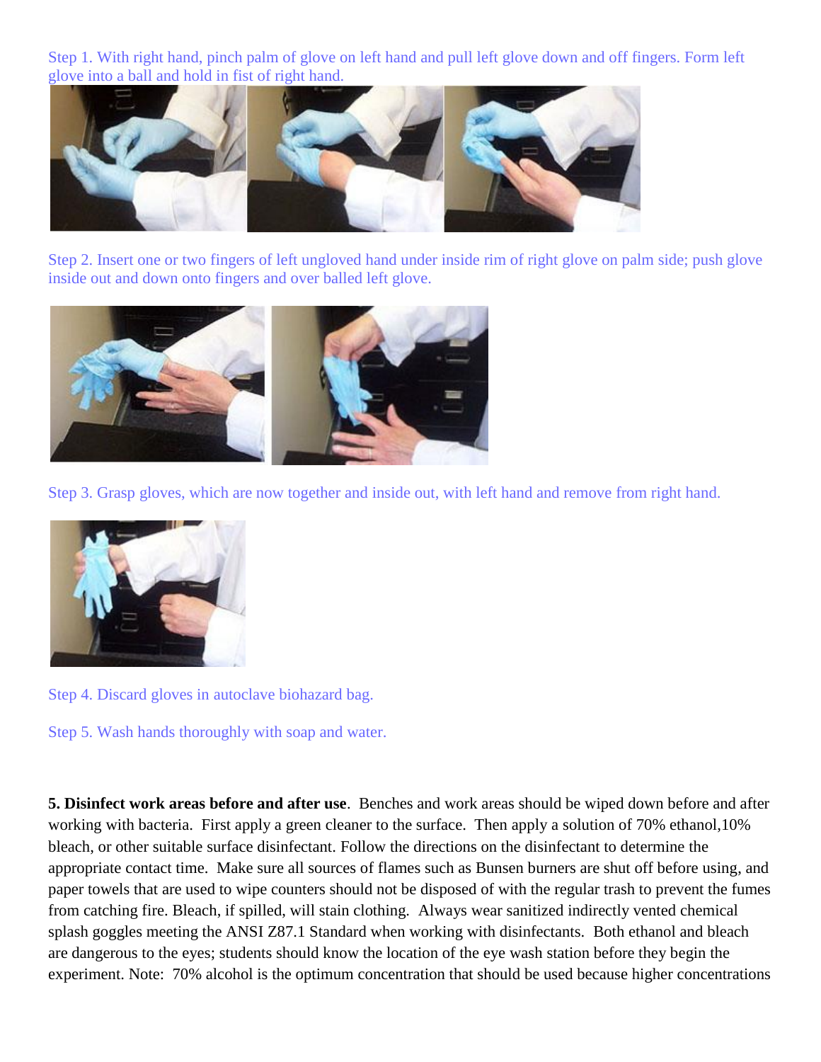Step 1. With right hand, pinch palm of glove on left hand and pull left glove down and off fingers. Form left glove into a ball and hold in fist of right hand.

Step 2. Insert one or two fingers of left ungloved hand under inside rim of right glove on palm side; push glove inside out and down onto fingers and over balled left glove.

Step 3. Grasp gloves, which are now together and inside out, with left hand and remove from right hand.

Step 4. Discard gloves in autoclave biohazard bag.

Step 5. Wash hands thoroughly with soap and water.

**5. Disinfect work areas before and after use**. Benches and work areas should be wiped down before and after working with bacteria. First apply a green cleaner to the surface. Then apply a solution of 70% ethanol,10% bleach, or other suitable surface disinfectant. Follow the directions on the disinfectant to determine the appropriate contact time. Make sure all sources of flames such as Bunsen burners are shut off before using, and paper towels that are used to wipe counters should not be disposed of with the regular trash to prevent the fumes from catching fire. Bleach, if spilled, will stain clothing. Always wear sanitized indirectly vented chemical splash goggles meeting the ANSI Z87.1 Standard when working with disinfectants. Both ethanol and bleach are dangerous to the eyes; students should know the location of the eye wash station before they begin the experiment. Note: 70% alcohol is the optimum concentration that should be used because higher concentrations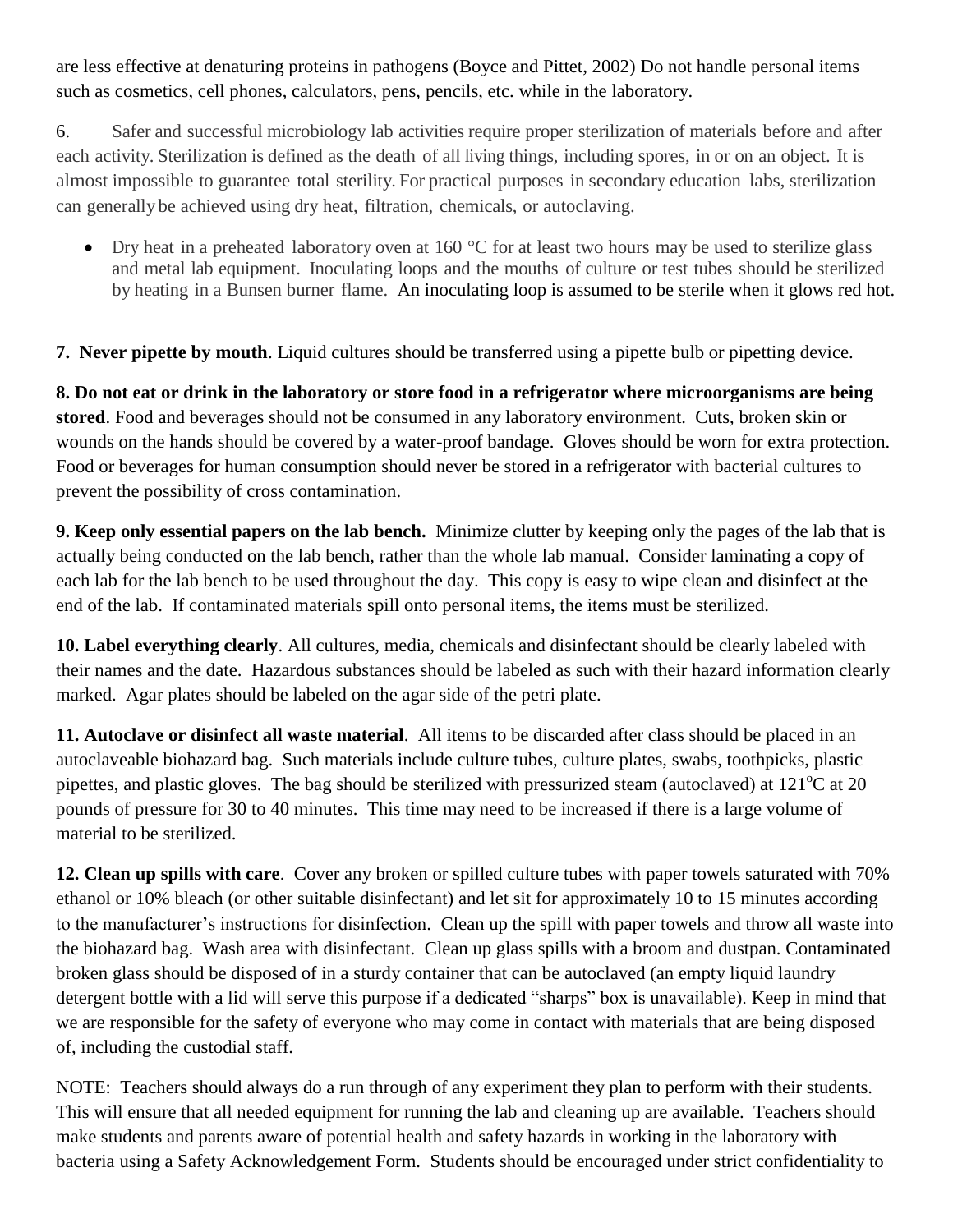are less effective at denaturing proteins in pathogens (Boyce and Pittet, 2002) Do not handle personal items such as cosmetics, cell phones, calculators, pens, pencils, etc. while in the laboratory.

6. Safer and successful microbiology lab activities require proper sterilization of materials before and after each activity. Sterilization is defined as the death of all living things, including spores, in or on an object. It is almost impossible to guarantee total sterility. For practical purposes in secondary education labs, sterilization can generally be achieved using dry heat, filtration, chemicals, or autoclaving.

- Dry heat in a preheated laboratory oven at 160 °C for at least two hours may be used to sterilize glass and metal lab equipment. Inoculating loops and the mouths of culture or test tubes should be sterilized by heating in a Bunsen burner flame. An inoculating loop is assumed to be sterile when it glows red hot.

**7. Never pipette by mouth**. Liquid cultures should be transferred using a pipette bulb or pipetting device.

**8. Do not eat or drink in the laboratory or store food in a refrigerator where microorganisms are being stored**. Food and beverages should not be consumed in any laboratory environment. Cuts, broken skin or wounds on the hands should be covered by a water-proof bandage. Gloves should be worn for extra protection. Food or beverages for human consumption should never be stored in a refrigerator with bacterial cultures to prevent the possibility of cross contamination.

**9. Keep only essential papers on the lab bench.** Minimize clutter by keeping only the pages of the lab that is actually being conducted on the lab bench, rather than the whole lab manual. Consider laminating a copy of each lab for the lab bench to be used throughout the day. This copy is easy to wipe clean and disinfect at the end of the lab. If contaminated materials spill onto personal items, the items must be sterilized.

**10. Label everything clearly**. All cultures, media, chemicals and disinfectant should be clearly labeled with their names and the date. Hazardous substances should be labeled as such with their hazard information clearly marked. Agar plates should be labeled on the agar side of the petri plate.

**11. Autoclave or disinfect all waste material**. All items to be discarded after class should be placed in an autoclaveable biohazard bag. Such materials include culture tubes, culture plates, swabs, toothpicks, plastic pipettes, and plastic gloves. The bag should be sterilized with pressurized steam (autoclaved) at 121°C at 20 pounds of pressure for 30 to 40 minutes. This time may need to be increased if there is a large volume of material to be sterilized.

**12. Clean up spills with care**. Cover any broken or spilled culture tubes with paper towels saturated with 70% ethanol or 10% bleach (or other suitable disinfectant) and let sit for approximately 10 to 15 minutes according to the manufacturer's instructions for disinfection. Clean up the spill with paper towels and throw all waste into the biohazard bag. Wash area with disinfectant. Clean up glass spills with a broom and dustpan. Contaminated broken glass should be disposed of in a sturdy container that can be autoclaved (an empty liquid laundry detergent bottle with a lid will serve this purpose if a dedicated "sharps" box is unavailable). Keep in mind that we are responsible for the safety of everyone who may come in contact with materials that are being disposed of, including the custodial staff.

NOTE: Teachers should always do a run through of any experiment they plan to perform with their students. This will ensure that all needed equipment for running the lab and cleaning up are available. Teachers should make students and parents aware of potential health and safety hazards in working in the laboratory with bacteria using a Safety Acknowledgement Form. Students should be encouraged under strict confidentiality to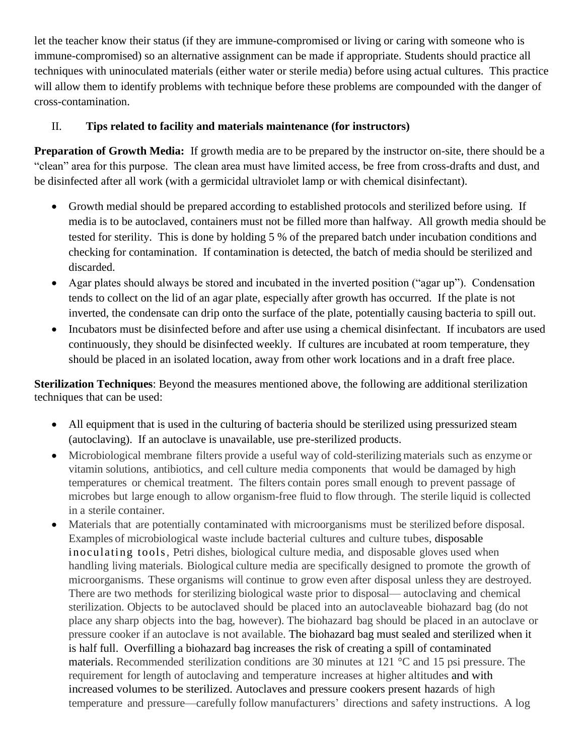let the teacher know their status (if they are immune-compromised or living or caring with someone who is immune-compromised) so an alternative assignment can be made if appropriate. Students should practice all techniques with uninoculated materials (either water or sterile media) before using actual cultures. This practice will allow them to identify problems with technique before these problems are compounded with the danger of cross-contamination.

## II. Tips related to facility and materials maintenance (for instructors)

**Preparation of Growth Media:** If growth media are to be prepared by the instructor on-site, there should be a "clean" area for this purpose. The clean area must have limited access, be free from cross-drafts and dust, and be disinfected after all work (with a germicidal ultraviolet lamp or with chemical disinfectant).

- Growth medial should be prepared according to established protocols and sterilized before using. If media is to be autoclaved, containers must not be filled more than halfway. All growth media should be tested for sterility. This is done by holding 5 % of the prepared batch under incubation conditions and checking for contamination. If contamination is detected, the batch of media should be sterilized and discarded.
- Agar plates should always be stored and incubated in the inverted position ("agar up"). Condensation tends to collect on the lid of an agar plate, especially after growth has occurred. If the plate is not inverted, the condensate can drip onto the surface of the plate, potentially causing bacteria to spill out.
- Incubators must be disinfected before and after use using a chemical disinfectant. If incubators are used continuously, they should be disinfected weekly. If cultures are incubated at room temperature, they should be placed in an isolated location, away from other work locations and in a draft free place.

**Sterilization Techniques**: Beyond the measures mentioned above, the following are additional sterilization techniques that can be used:

- All equipment that is used in the culturing of bacteria should be sterilized using pressurized steam (autoclaving). If an autoclave is unavailable, use pre-sterilized products.
- Microbiological membrane filters provide a useful way of cold-sterilizing materials such as enzyme or vitamin solutions, antibiotics, and cell culture media components that would be damaged by high temperatures or chemical treatment. The filters contain pores small enough to prevent passage of microbes but large enough to allow organism-free fluid to flow through. The sterile liquid is collected in a sterile container.
- Materials that are potentially contaminated with microorganisms must be sterilized before disposal. Examples of microbiological waste include bacterial cultures and culture tubes, disposable inoculating tools, Petri dishes, biological culture media, and disposable gloves used when handling living materials. Biological culture media are specifically designed to promote the growth of microorganisms. These organisms will continue to grow even after disposal unless they are destroyed. There are two methods for sterilizing biological waste prior to disposal— autoclaving and chemical sterilization. Objects to be autoclaved should be placed into an autoclaveable biohazard bag (do not place any sharp objects into the bag, however). The biohazard bag should be placed in an autoclave or pressure cooker if an autoclave is not available. The biohazard bag must sealed and sterilized when it is half full. Overfilling a biohazard bag increases the risk of creating a spill of contaminated materials. Recommended sterilization conditions are 30 minutes at 121 °C and 15 psi pressure. The requirement for length of autoclaving and temperature increases at higher altitudes and with increased volumes to be sterilized. Autoclaves and pressure cookers present hazards of high temperature and pressure—carefully follow manufacturers' directions and safety instructions. A log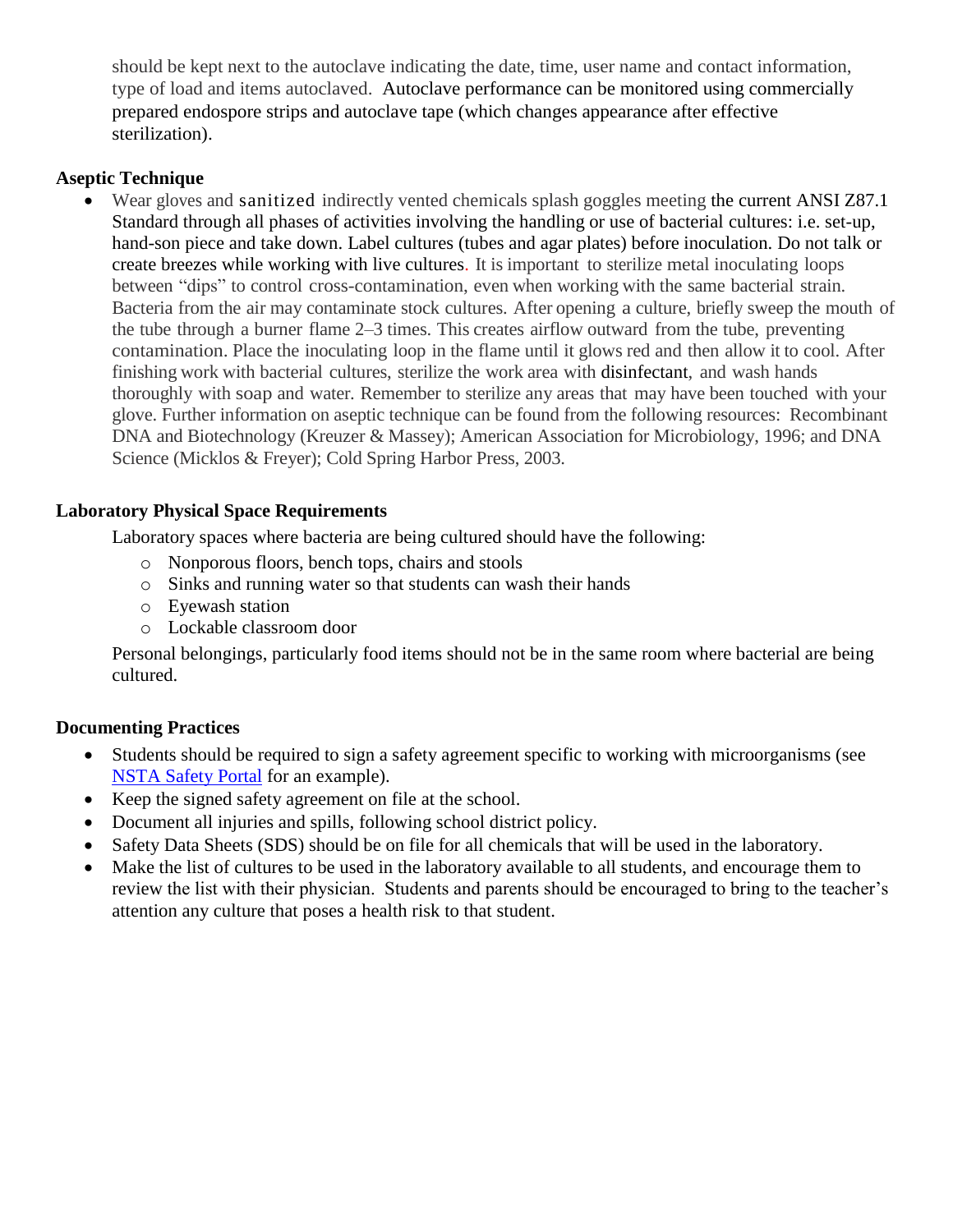should be kept next to the autoclave indicating the date, time, user name and contact information, type of load and items autoclaved. Autoclave performance can be monitored using commercially prepared endospore strips and autoclave tape (which changes appearance after effective sterilization).

**Aseptic Technique**

- Wear gloves and sanitized indirectly vented chemicals splash goggles meeting the current ANSI Z87.1 Standard through all phases of activities involving the handling or use of bacterial cultures: i.e. set-up, hand-son piece and take down. Label cultures (tubes and agar plates) before inoculation. Do not talk or create breezes while working with live cultures. It is important to sterilize metal inoculating loops between "dips" to control cross-contamination, even when working with the same bacterial strain. Bacteria from the air may contaminate stock cultures. After opening a culture, briefly sweep the mouth of the tube through a burner flame 2–3 times. This creates airflow outward from the tube, preventing contamination. Place the inoculating loop in the flame until it glows red and then allow it to cool. After finishing work with bacterial cultures, sterilize the work area with disinfectant, and wash hands thoroughly with soap and water. Remember to sterilize any areas that may have been touched with your glove. Further information on aseptic technique can be found from the following resources: Recombinant DNA and Biotechnology (Kreuzer & Massey); American Association for Microbiology, 1996; and DNA Science (Micklos & Freyer); Cold Spring Harbor Press, 2003.

**Laboratory Physical Space Requirements**

Laboratory spaces where bacteria are being cultured should have the following:

- Nonporous floors, bench tops, chairs and stools
- Sinks and running water so that students can wash their hands
- Eyewash station
- Lockable classroom door

Personal belongings, particularly food items should not be in the same room where bacterial are being cultured.

**Documenting Practices**

- Students should be required to sign a safety agreement specific to working with microorganisms (see NSTA Safety Portal for an example).
- Keep the signed safety agreement on file at the school.
- Document all injuries and spills, following school district policy.
- Safety Data Sheets (SDS) should be on file for all chemicals that will be used in the laboratory.
- Make the list of cultures to be used in the laboratory available to all students, and encourage them to review the list with their physician. Students and parents should be encouraged to bring to the teacher's attention any culture that poses a health risk to that student.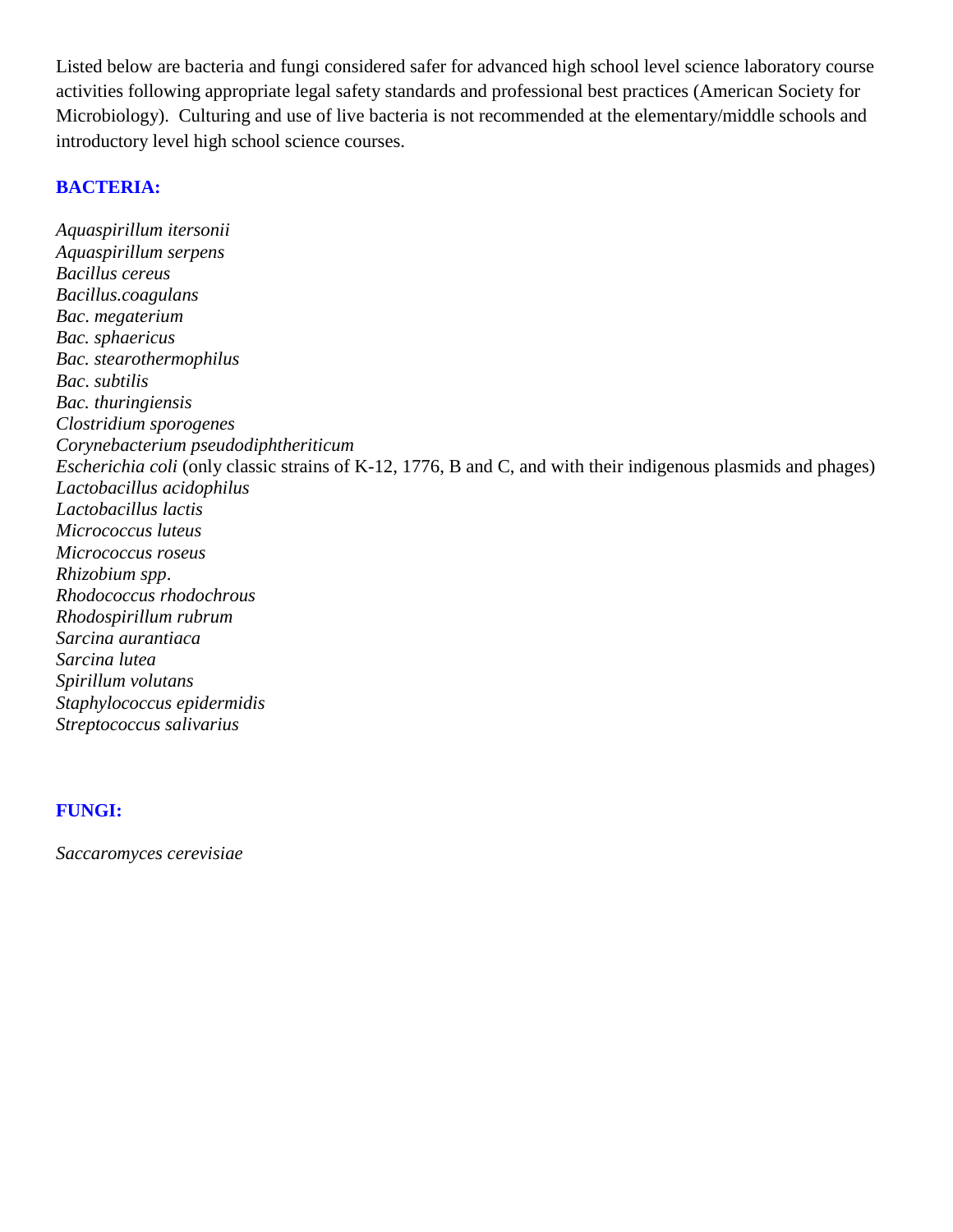Listed below are bacteria and fungi considered safer for advanced high school level science laboratory course activities following appropriate legal safety standards and professional best practices (American Society for Microbiology). Culturing and use of live bacteria is not recommended at the elementary/middle schools and introductory level high school science courses.

## BACTERIA:

*Aquaspirillum itersonii*
*Aquaspirillum serpens*
*Bacillus cereus*
*Bacillus.coagulans*
*Bac. megaterium*
*Bac. sphaericus*
*Bac. stearothermophilus*
*Bac. subtilis*
*Bac. thuringiensis*
*Clostridium sporogenes*
*Corynebacterium pseudodiphtheriticum*
*Escherichia coli* (only classic strains of K-12, 1776, B and C, and with their indigenous plasmids and phages)
*Lactobacillus acidophilus*
*Lactobacillus lactis*
*Micrococcus luteus*
*Micrococcus roseus*
*Rhizobium spp*.
*Rhodococcus rhodochrous*
*Rhodospirillum rubrum*
*Sarcina aurantiaca*
*Sarcina lutea*
*Spirillum volutans*
*Staphylococcus epidermidis*
*Streptococcus salivarius*

## FUNGI:

*Saccaromyces cerevisiae*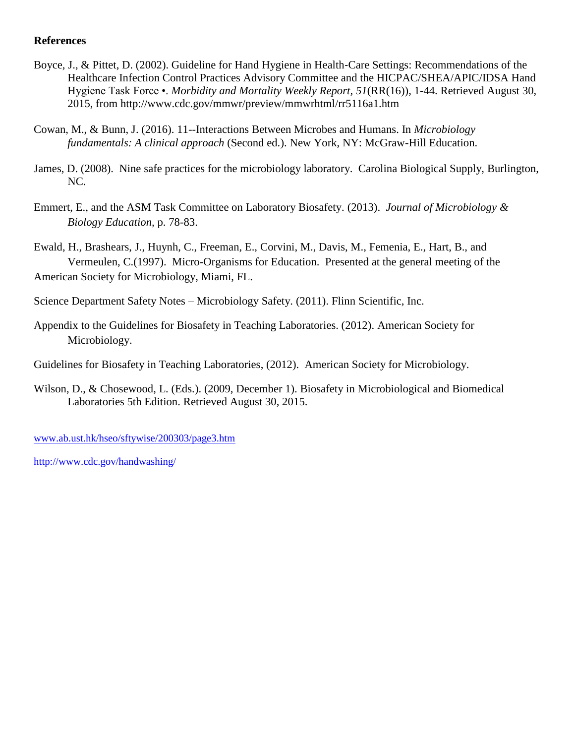**References**

Boyce, J., & Pittet, D. (2002). Guideline for Hand Hygiene in Health-Care Settings: Recommendations of the Healthcare Infection Control Practices Advisory Committee and the HICPAC/SHEA/APIC/IDSA Hand Hygiene Task Force •. *Morbidity and Mortality Weekly Report, 51*(RR(16)), 1-44. Retrieved August 30, 2015, from http://www.cdc.gov/mmwr/preview/mmwrhtml/rr5116a1.htm

Cowan, M., & Bunn, J. (2016). 11--Interactions Between Microbes and Humans. In *Microbiology fundamentals: A clinical approach* (Second ed.). New York, NY: McGraw-Hill Education.

James, D. (2008). Nine safe practices for the microbiology laboratory. Carolina Biological Supply, Burlington, NC.

Emmert, E., and the ASM Task Committee on Laboratory Biosafety. (2013). *Journal of Microbiology & Biology Education,* p. 78-83.

Ewald, H., Brashears, J., Huynh, C., Freeman, E., Corvini, M., Davis, M., Femenia, E., Hart, B., and Vermeulen, C.(1997). Micro-Organisms for Education. Presented at the general meeting of the American Society for Microbiology, Miami, FL.

Science Department Safety Notes – Microbiology Safety. (2011). Flinn Scientific, Inc.

Appendix to the Guidelines for Biosafety in Teaching Laboratories. (2012). American Society for Microbiology.

Guidelines for Biosafety in Teaching Laboratories, (2012). American Society for Microbiology.

Wilson, D., & Chosewood, L. (Eds.). (2009, December 1). Biosafety in Microbiological and Biomedical Laboratories 5th Edition. Retrieved August 30, 2015.

www.ab.ust.hk/hseo/sftywise/200303/page3.htm

http://www.cdc.gov/handwashing/